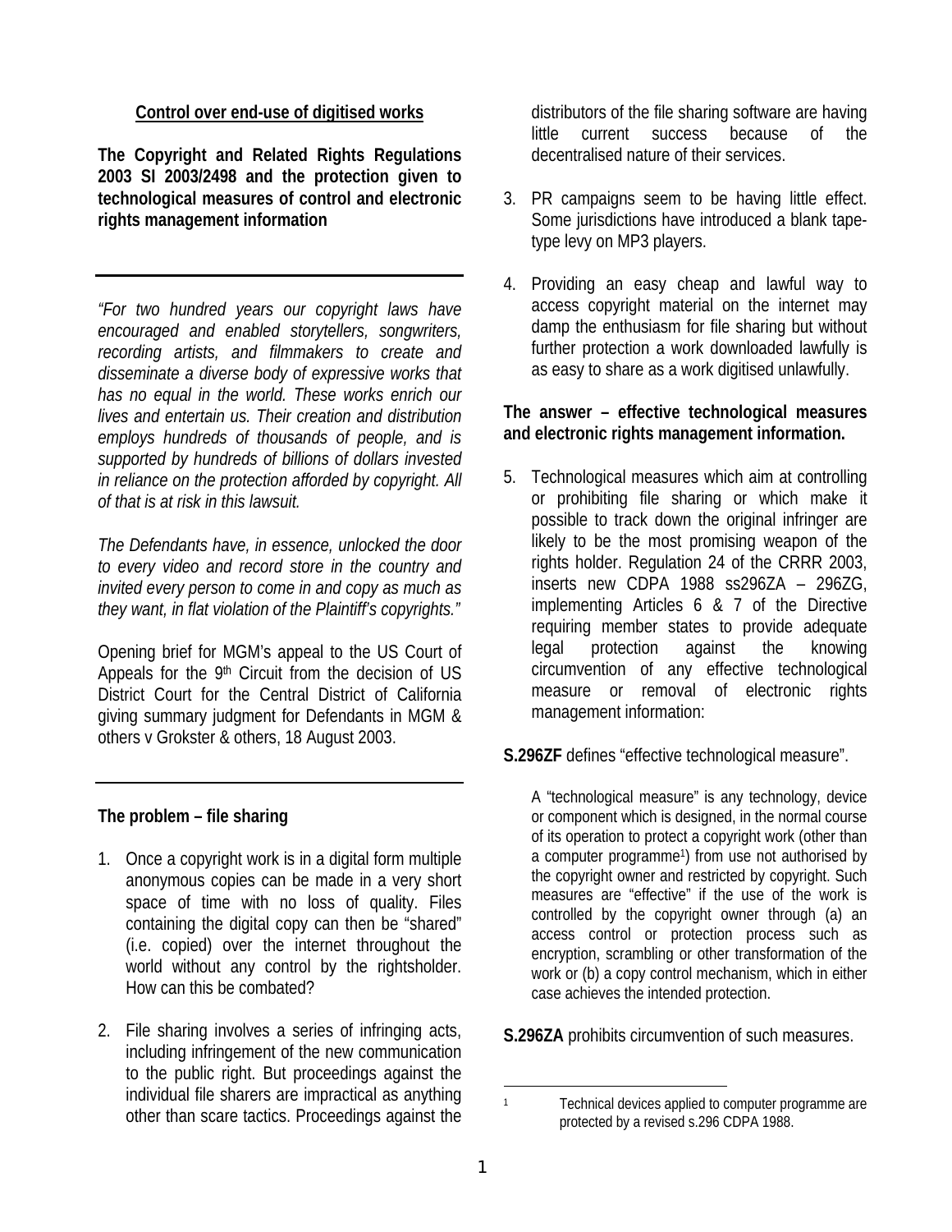## Control over end-use of digitised works

**The Copyright and Related Rights Regulations 2003 SI 2003/2498 and the protection given to technological measures of control and electronic rights management information**

---

*"For two hundred years our copyright laws have encouraged and enabled storytellers, songwriters, recording artists, and filmmakers to create and disseminate a diverse body of expressive works that has no equal in the world. These works enrich our lives and entertain us. Their creation and distribution employs hundreds of thousands of people, and is supported by hundreds of billions of dollars invested in reliance on the protection afforded by copyright. All of that is at risk in this lawsuit.*

*The Defendants have, in essence, unlocked the door to every video and record store in the country and invited every person to come in and copy as much as they want, in flat violation of the Plaintiff's copyrights."*

Opening brief for MGM's appeal to the US Court of Appeals for the 9th Circuit from the decision of US District Court for the Central District of California giving summary judgment for Defendants in MGM & others v Grokster & others, 18 August 2003.

---

### The problem – file sharing

1. Once a copyright work is in a digital form multiple anonymous copies can be made in a very short space of time with no loss of quality. Files containing the digital copy can then be "shared" (i.e. copied) over the internet throughout the world without any control by the rightsholder. How can this be combated?

2. File sharing involves a series of infringing acts, including infringement of the new communication to the public right. But proceedings against the individual file sharers are impractical as anything other than scare tactics. Proceedings against the distributors of the file sharing software are having little current success because of the decentralised nature of their services.

3. PR campaigns seem to be having little effect. Some jurisdictions have introduced a blank tape-type levy on MP3 players.

4. Providing an easy cheap and lawful way to access copyright material on the internet may damp the enthusiasm for file sharing but without further protection a work downloaded lawfully is as easy to share as a work digitised unlawfully.

### The answer – effective technological measures and electronic rights management information.

5. Technological measures which aim at controlling or prohibiting file sharing or which make it possible to track down the original infringer are likely to be the most promising weapon of the rights holder. Regulation 24 of the CRRR 2003, inserts new CDPA 1988 ss296ZA – 296ZG, implementing Articles 6 & 7 of the Directive requiring member states to provide adequate legal protection against the knowing circumvention of any effective technological measure or removal of electronic rights management information:

**S.296ZF** defines "effective technological measure".

> A "technological measure" is any technology, device or component which is designed, in the normal course of its operation to protect a copyright work (other than a computer programme[1]) from use not authorised by the copyright owner and restricted by copyright. Such measures are "effective" if the use of the work is controlled by the copyright owner through (a) an access control or protection process such as encryption, scrambling or other transformation of the work or (b) a copy control mechanism, which in either case achieves the intended protection.

**S.296ZA** prohibits circumvention of such measures.

---

[1] Technical devices applied to computer programme are protected by a revised s.296 CDPA 1988.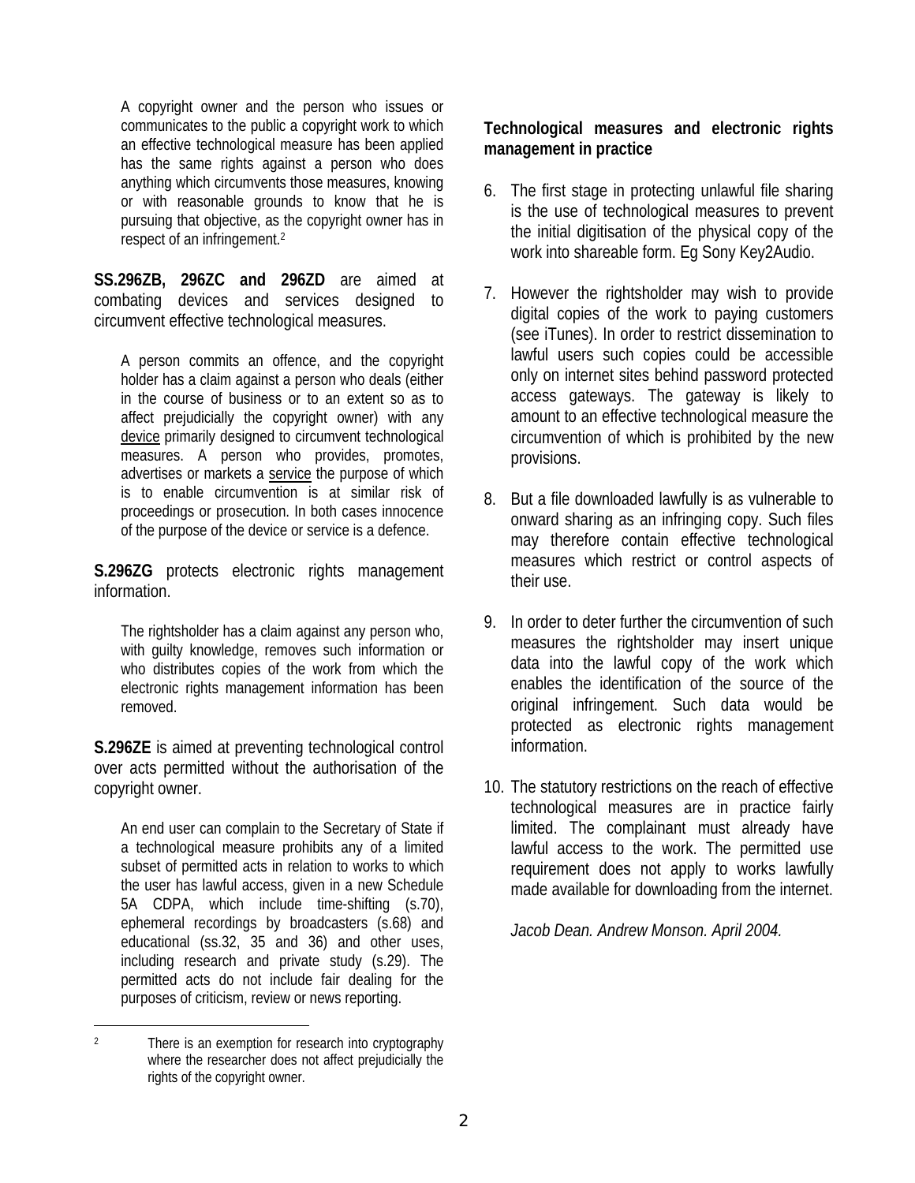A copyright owner and the person who issues or communicates to the public a copyright work to which an effective technological measure has been applied has the same rights against a person who does anything which circumvents those measures, knowing or with reasonable grounds to know that he is pursuing that objective, as the copyright owner has in respect of an infringement.[2]

**SS.296ZB, 296ZC and 296ZD** are aimed at combating devices and services designed to circumvent effective technological measures.

A person commits an offence, and the copyright holder has a claim against a person who deals (either in the course of business or to an extent so as to affect prejudicially the copyright owner) with any <u>device</u> primarily designed to circumvent technological measures. A person who provides, promotes, advertises or markets a <u>service</u> the purpose of which is to enable circumvention is at similar risk of proceedings or prosecution. In both cases innocence of the purpose of the device or service is a defence.

**S.296ZG** protects electronic rights management information.

The rightsholder has a claim against any person who, with guilty knowledge, removes such information or who distributes copies of the work from which the electronic rights management information has been removed.

**S.296ZE** is aimed at preventing technological control over acts permitted without the authorisation of the copyright owner.

An end user can complain to the Secretary of State if a technological measure prohibits any of a limited subset of permitted acts in relation to works to which the user has lawful access, given in a new Schedule 5A CDPA, which include time-shifting (s.70), ephemeral recordings by broadcasters (s.68) and educational (ss.32, 35 and 36) and other uses, including research and private study (s.29). The permitted acts do not include fair dealing for the purposes of criticism, review or news reporting.

[2] There is an exemption for research into cryptography where the researcher does not affect prejudicially the rights of the copyright owner.

**Technological measures and electronic rights management in practice**

6. The first stage in protecting unlawful file sharing is the use of technological measures to prevent the initial digitisation of the physical copy of the work into shareable form. Eg Sony Key2Audio.

7. However the rightsholder may wish to provide digital copies of the work to paying customers (see iTunes). In order to restrict dissemination to lawful users such copies could be accessible only on internet sites behind password protected access gateways. The gateway is likely to amount to an effective technological measure the circumvention of which is prohibited by the new provisions.

8. But a file downloaded lawfully is as vulnerable to onward sharing as an infringing copy. Such files may therefore contain effective technological measures which restrict or control aspects of their use.

9. In order to deter further the circumvention of such measures the rightsholder may insert unique data into the lawful copy of the work which enables the identification of the source of the original infringement. Such data would be protected as electronic rights management information.

10. The statutory restrictions on the reach of effective technological measures are in practice fairly limited. The complainant must already have lawful access to the work. The permitted use requirement does not apply to works lawfully made available for downloading from the internet.

*Jacob Dean. Andrew Monson. April 2004.*